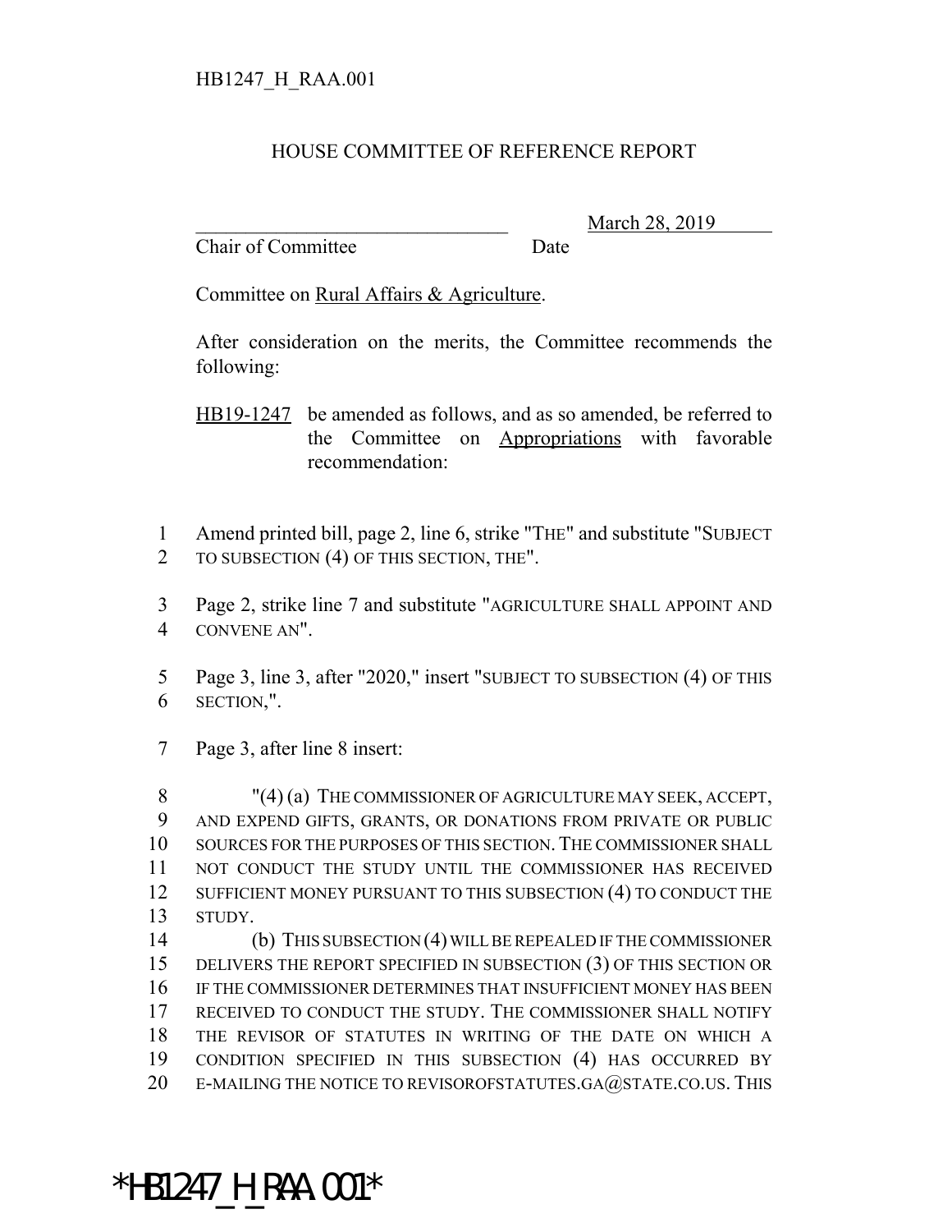HB1247_H_RAA.001

# HOUSE COMMITTEE OF REFERENCE REPORT

_______________________________ March 28, 2019
Chair of Committee Date

Committee on Rural Affairs & Agriculture.

After consideration on the merits, the Committee recommends the following:

HB19-1247 be amended as follows, and as so amended, be referred to the Committee on Appropriations with favorable recommendation:

1 Amend printed bill, page 2, line 6, strike "THE" and substitute "SUBJECT
2 TO SUBSECTION (4) OF THIS SECTION, THE".

3 Page 2, strike line 7 and substitute "AGRICULTURE SHALL APPOINT AND
4 CONVENE AN".

5 Page 3, line 3, after "2020," insert "SUBJECT TO SUBSECTION (4) OF THIS
6 SECTION,".

7 Page 3, after line 8 insert:

8 "(4) (a) THE COMMISSIONER OF AGRICULTURE MAY SEEK, ACCEPT,
9 AND EXPEND GIFTS, GRANTS, OR DONATIONS FROM PRIVATE OR PUBLIC
10 SOURCES FOR THE PURPOSES OF THIS SECTION. THE COMMISSIONER SHALL
11 NOT CONDUCT THE STUDY UNTIL THE COMMISSIONER HAS RECEIVED
12 SUFFICIENT MONEY PURSUANT TO THIS SUBSECTION (4) TO CONDUCT THE
13 STUDY.
14 (b) THIS SUBSECTION (4) WILL BE REPEALED IF THE COMMISSIONER
15 DELIVERS THE REPORT SPECIFIED IN SUBSECTION (3) OF THIS SECTION OR
16 IF THE COMMISSIONER DETERMINES THAT INSUFFICIENT MONEY HAS BEEN
17 RECEIVED TO CONDUCT THE STUDY. THE COMMISSIONER SHALL NOTIFY
18 THE REVISOR OF STATUTES IN WRITING OF THE DATE ON WHICH A
19 CONDITION SPECIFIED IN THIS SUBSECTION (4) HAS OCCURRED BY
20 E-MAILING THE NOTICE TO REVISOROFSTATUTES.GA@STATE.CO.US. THIS

*HB1247_H_RAA.001*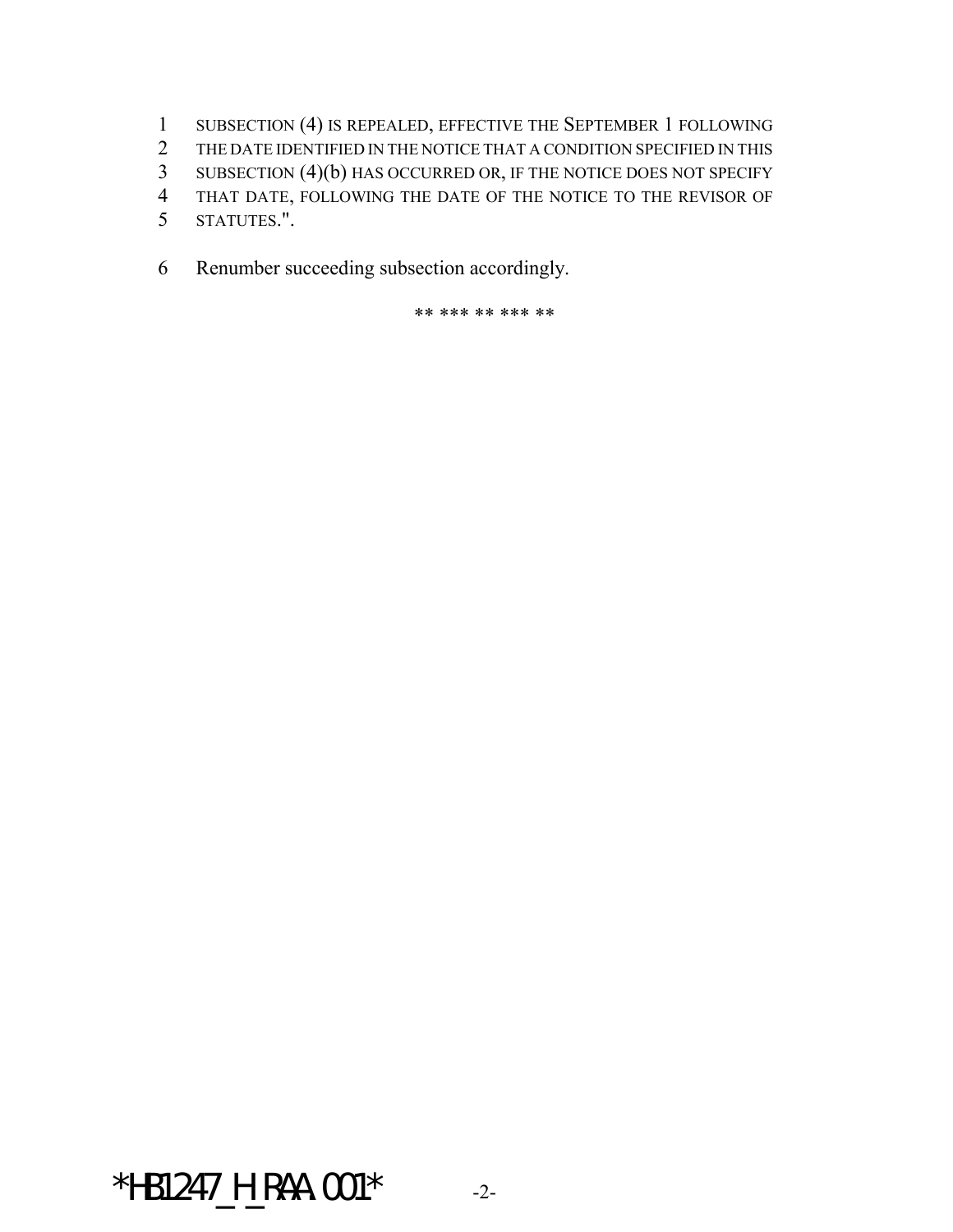SUBSECTION (4) IS REPEALED, EFFECTIVE THE SEPTEMBER 1 FOLLOWING THE DATE IDENTIFIED IN THE NOTICE THAT A CONDITION SPECIFIED IN THIS SUBSECTION (4)(b) HAS OCCURRED OR, IF THE NOTICE DOES NOT SPECIFY THAT DATE, FOLLOWING THE DATE OF THE NOTICE TO THE REVISOR OF STATUTES.".

Renumber succeeding subsection accordingly.

** *** ** *** **

*HB1247_H_RAA.001*